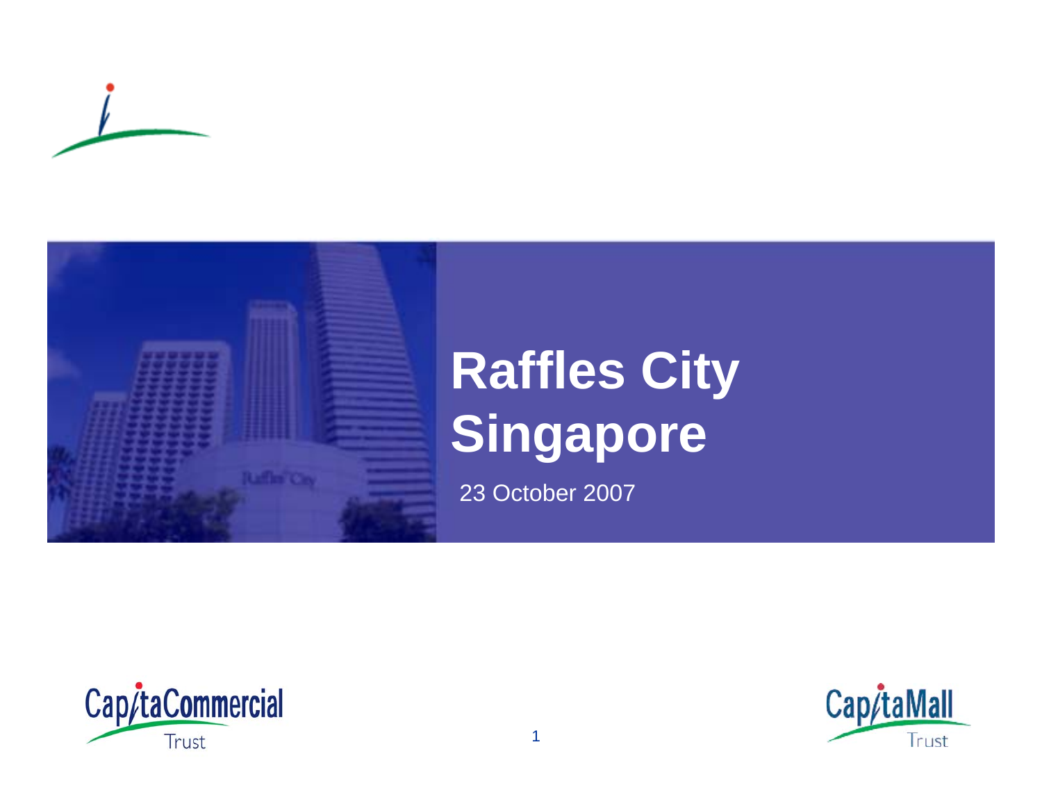# Raffles City Singapore

23 October 2007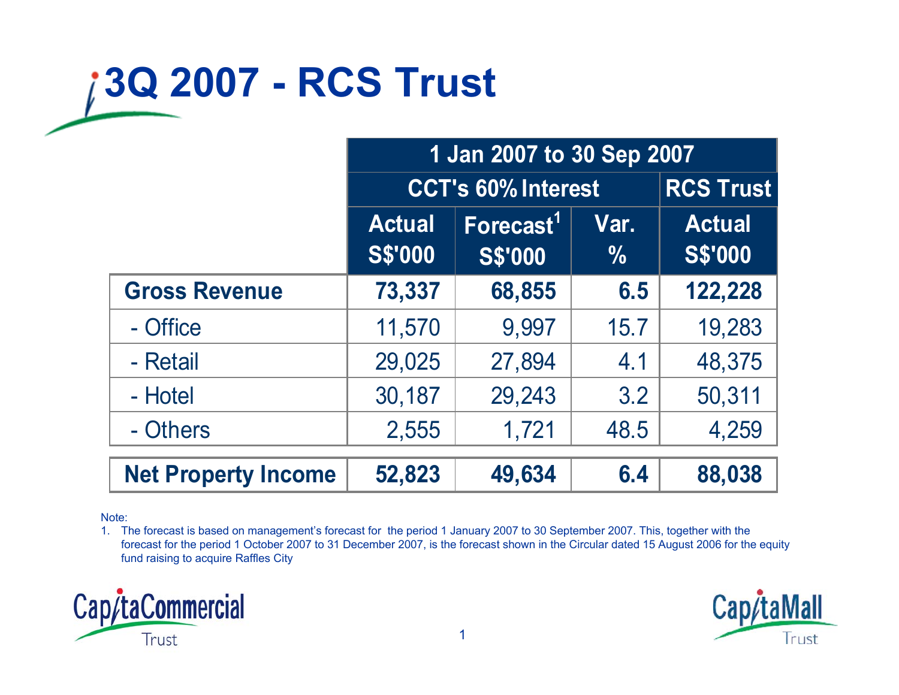# 3Q 2007 - RCS Trust

| | 1 Jan 2007 to 30 Sep 2007 | | | |
|---|---|---|---|---|
| | CCT's 60% Interest | | | RCS Trust |
| | Actual S$'000 | Forecast[1] S$'000 | Var. % | Actual S$'000 |
| **Gross Revenue** | **73,337** | **68,855** | **6.5** | **122,228** |
| - Office | 11,570 | 9,997 | 15.7 | 19,283 |
| - Retail | 29,025 | 27,894 | 4.1 | 48,375 |
| - Hotel | 30,187 | 29,243 | 3.2 | 50,311 |
| - Others | 2,555 | 1,721 | 48.5 | 4,259 |
| **Net Property Income** | **52,823** | **49,634** | **6.4** | **88,038** |

Note:

1. The forecast is based on management's forecast for the period 1 January 2007 to 30 September 2007. This, together with the forecast for the period 1 October 2007 to 31 December 2007, is the forecast shown in the Circular dated 15 August 2006 for the equity fund raising to acquire Raffles City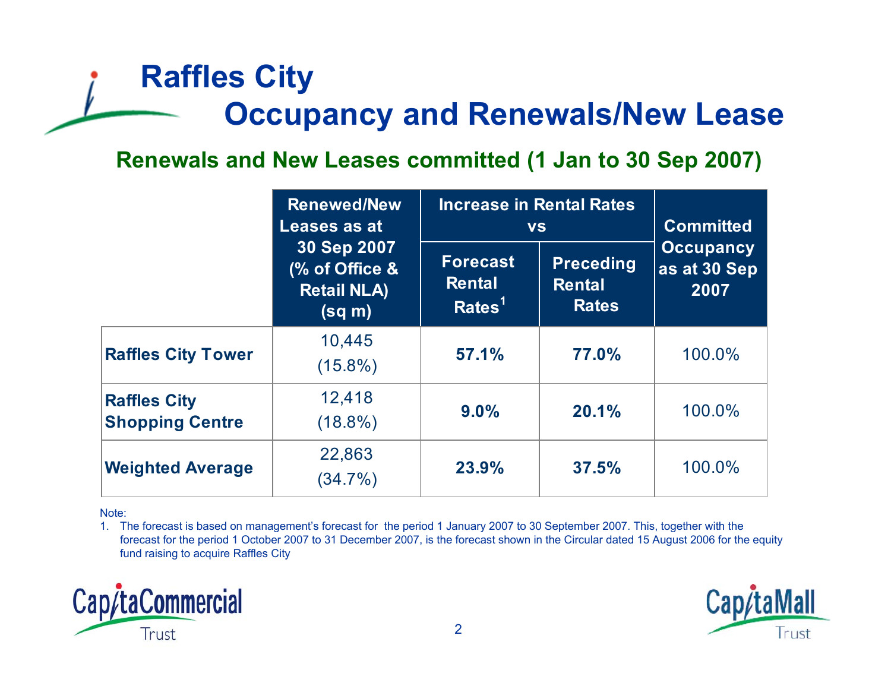# Raffles City

## Occupancy and Renewals/New Lease

### Renewals and New Leases committed (1 Jan to 30 Sep 2007)

| | Renewed/New Leases as at 30 Sep 2007 (% of Office & Retail NLA) (sq m) | Increase in Rental Rates vs | | Committed Occupancy as at 30 Sep 2007 |
|---|---|---|---|---|
| | | Forecast Rental Rates[1] | Preceding Rental Rates | |
| **Raffles City Tower** | 10,445 (15.8%) | **57.1%** | **77.0%** | 100.0% |
| **Raffles City Shopping Centre** | 12,418 (18.8%) | **9.0%** | **20.1%** | 100.0% |
| **Weighted Average** | 22,863 (34.7%) | **23.9%** | **37.5%** | 100.0% |

Note:

1. The forecast is based on management's forecast for the period 1 January 2007 to 30 September 2007. This, together with the forecast for the period 1 October 2007 to 31 December 2007, is the forecast shown in the Circular dated 15 August 2006 for the equity fund raising to acquire Raffles City

CapitaCommercial Trust

CapitaMall Trust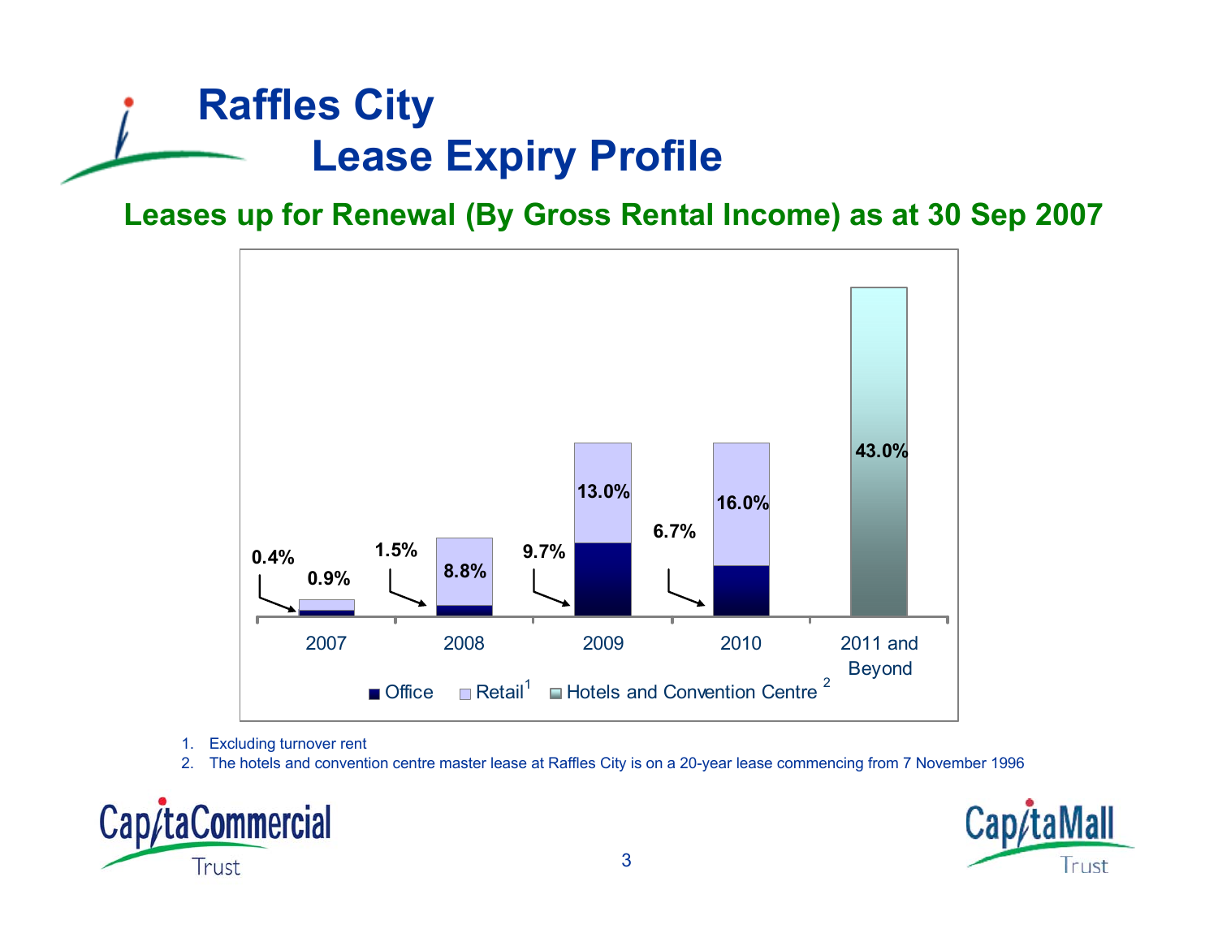# Raffles City
## Lease Expiry Profile

### Leases up for Renewal (By Gross Rental Income) as at 30 Sep 2007

| Year | Office | Retail[1] | Hotels and Convention Centre[2] |
|---|---|---|---|
| 2007 | 0.4% | 0.9% | |
| 2008 | 1.5% | 8.8% | |
| 2009 | 9.7% | 13.0% | |
| 2010 | 6.7% | 16.0% | |
| 2011 and Beyond | | | 43.0% |

1. Excluding turnover rent
2. The hotels and convention centre master lease at Raffles City is on a 20-year lease commencing from 7 November 1996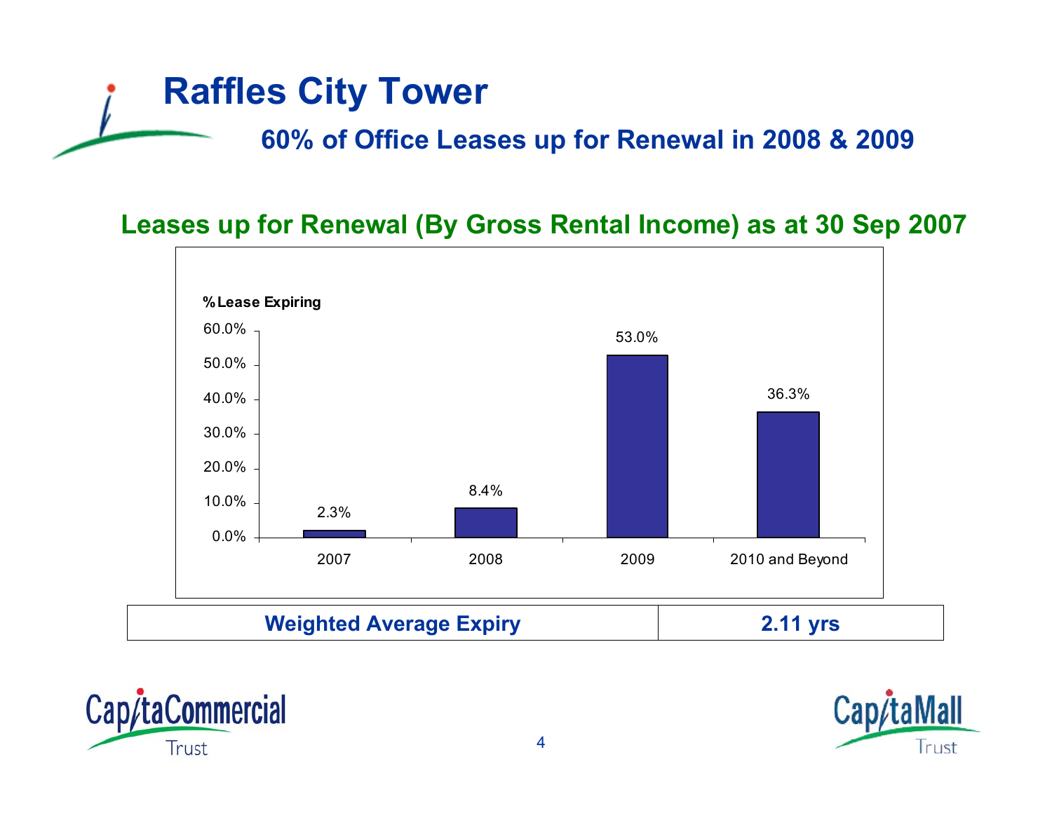# Raffles City Tower

## 60% of Office Leases up for Renewal in 2008 & 2009

### Leases up for Renewal (By Gross Rental Income) as at 30 Sep 2007

| Year | % Lease Expiring |
|---|---|
| 2007 | 2.3% |
| 2008 | 8.4% |
| 2009 | 53.0% |
| 2010 and Beyond | 36.3% |

| Weighted Average Expiry | 2.11 yrs |
|---|---|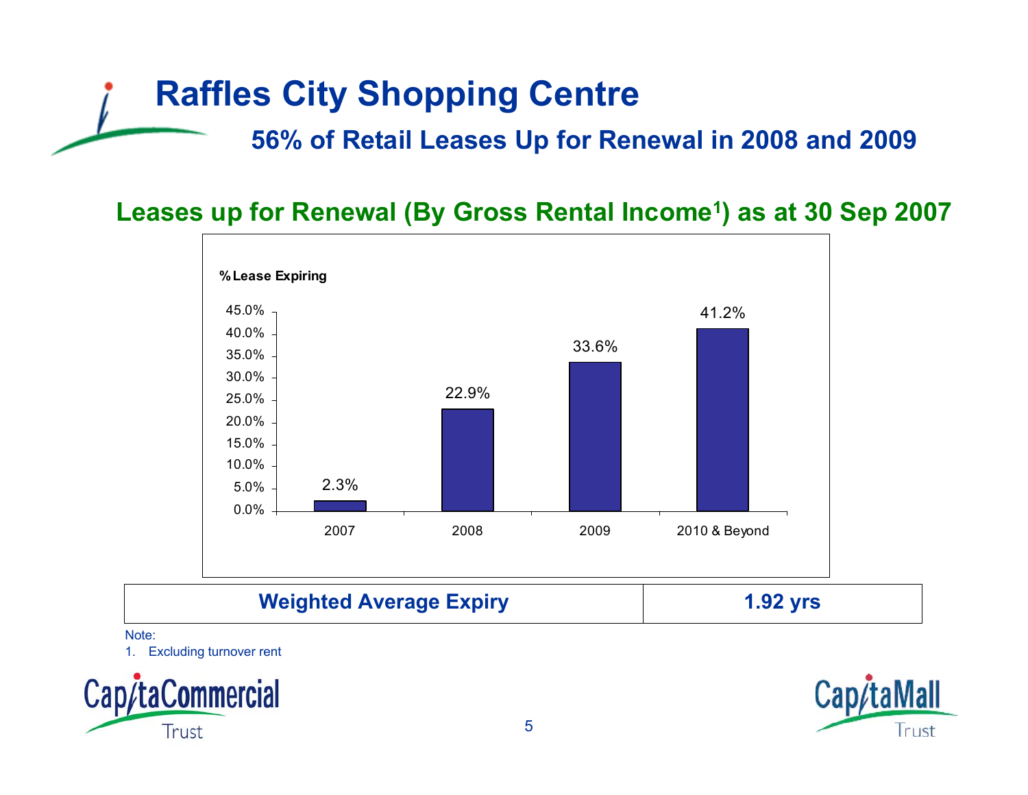# Raffles City Shopping Centre

## 56% of Retail Leases Up for Renewal in 2008 and 2009

### Leases up for Renewal (By Gross Rental Income[1]) as at 30 Sep 2007

% Lease Expiring

| Year | % Lease Expiring |
|---|---|
| 2007 | 2.3% |
| 2008 | 22.9% |
| 2009 | 33.6% |
| 2010 & Beyond | 41.2% |

| **Weighted Average Expiry** | **1.92 yrs** |
|---|---|

Note:

1. Excluding turnover rent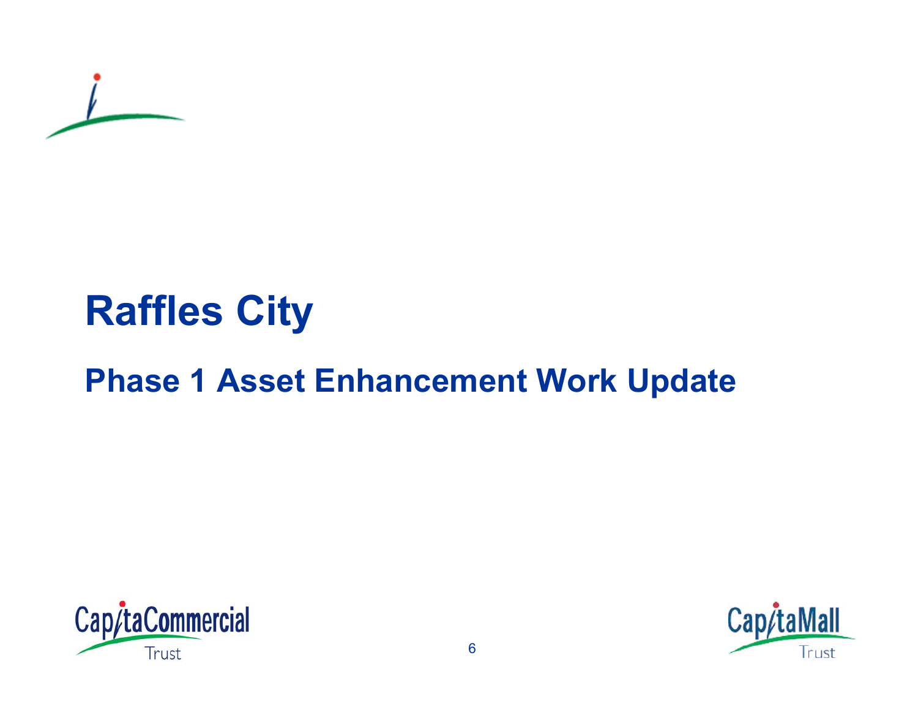# Raffles City

## Phase 1 Asset Enhancement Work Update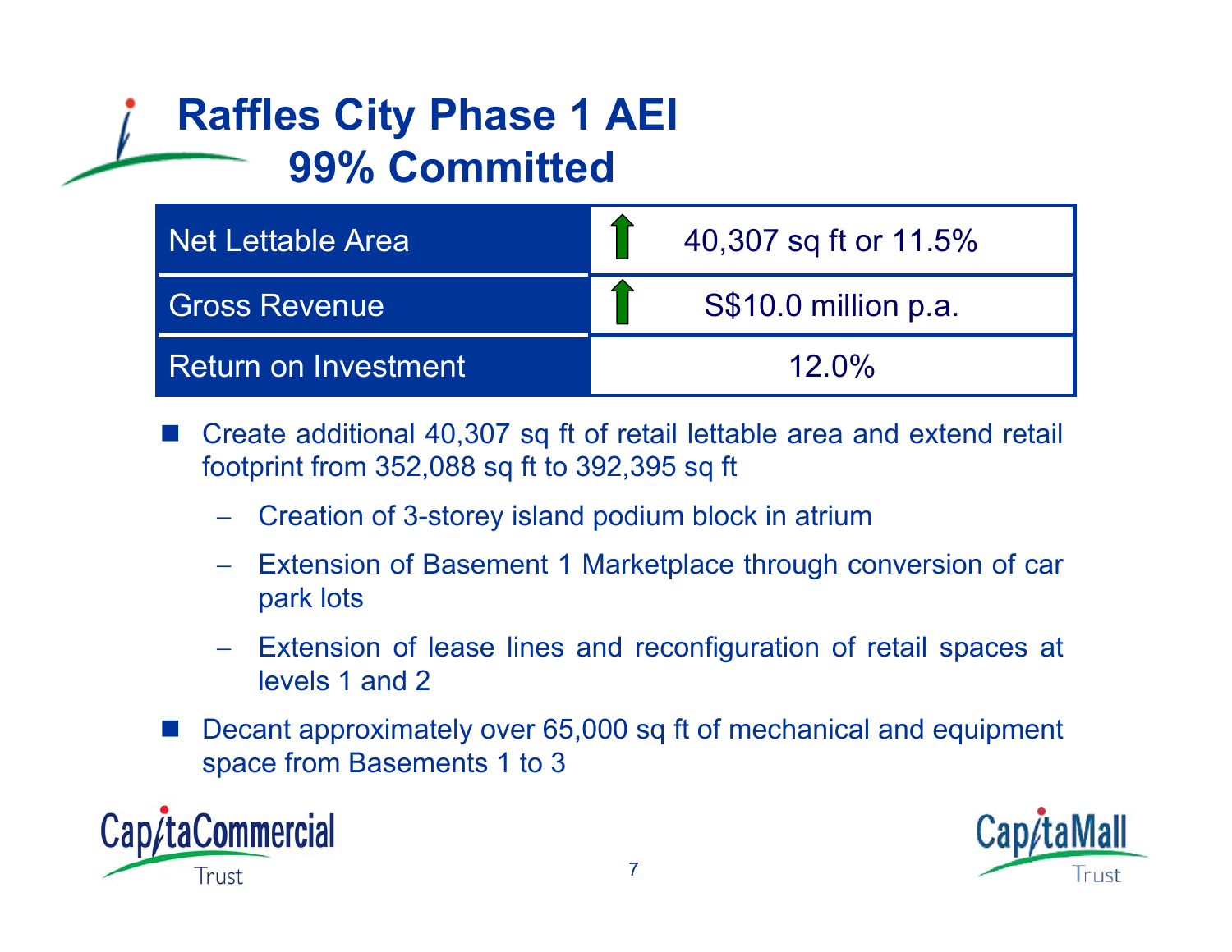# Raffles City Phase 1 AEI
# 99% Committed

| | |
|---|---|
| Net Lettable Area | ↑ 40,307 sq ft or 11.5% |
| Gross Revenue | ↑ S$10.0 million p.a. |
| Return on Investment | 12.0% |

- Create additional 40,307 sq ft of retail lettable area and extend retail footprint from 352,088 sq ft to 392,395 sq ft
  - Creation of 3-storey island podium block in atrium
  - Extension of Basement 1 Marketplace through conversion of car park lots
  - Extension of lease lines and reconfiguration of retail spaces at levels 1 and 2
- Decant approximately over 65,000 sq ft of mechanical and equipment space from Basements 1 to 3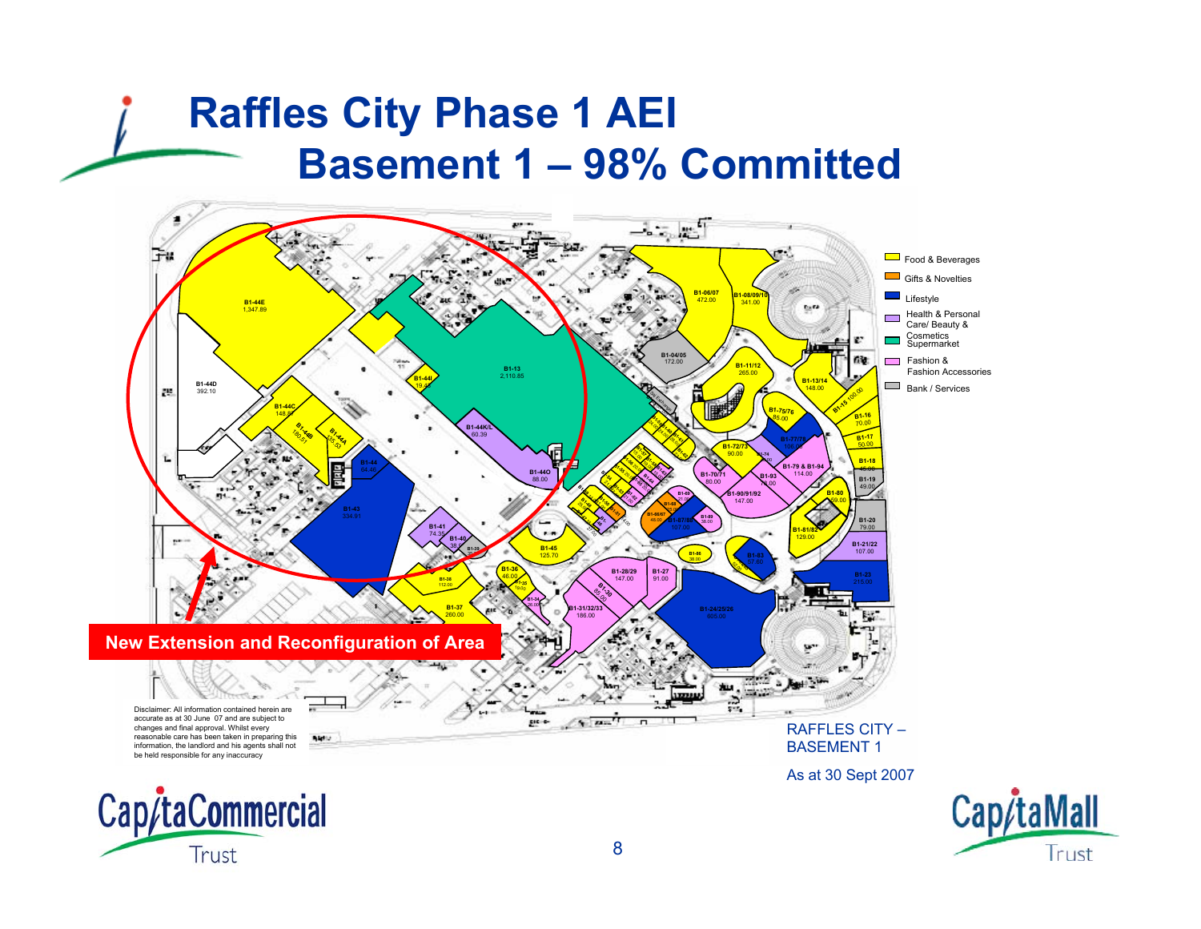# Raffles City Phase 1 AEI

## Basement 1 – 98% Committed

Food & Beverages
Gifts & Novelties
Lifestyle
Health & Personal Care/ Beauty & Cosmetics
Supermarket
Fashion & Fashion Accessories
Bank / Services

**New Extension and Reconfiguration of Area**

Disclaimer: All information contained herein are accurate as at 30 June 07 and are subject to changes and final approval. Whilst every reasonable care has been taken in preparing this information, the landlord and his agents shall not be held responsible for any inaccuracy

RAFFLES CITY – BASEMENT 1

As at 30 Sept 2007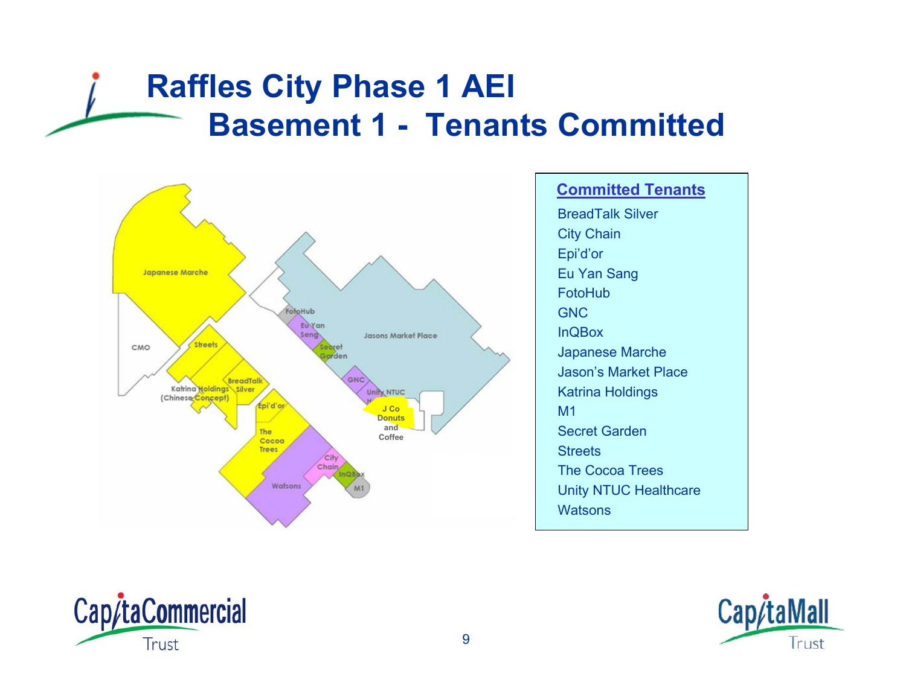# Raffles City Phase 1 AEI
## Basement 1 - Tenants Committed

**Committed Tenants**

- BreadTalk Silver
- City Chain
- Epi'd'or
- Eu Yan Sang
- FotoHub
- GNC
- InQBox
- Japanese Marche
- Jason's Market Place
- Katrina Holdings
- M1
- Secret Garden
- Streets
- The Cocoa Trees
- Unity NTUC Healthcare
- Watsons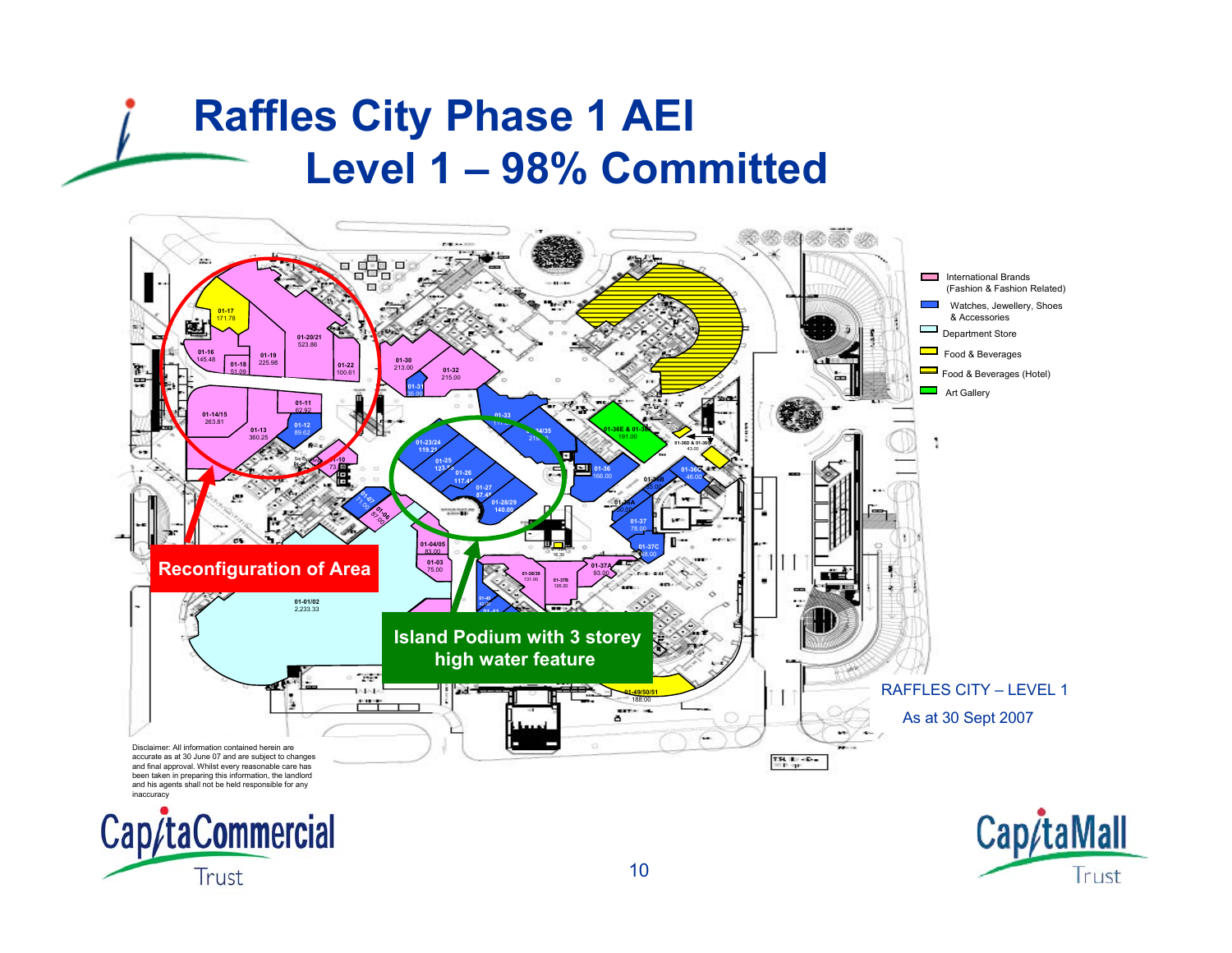# Raffles City Phase 1 AEI
## Level 1 – 98% Committed

- International Brands (Fashion & Fashion Related)
- Watches, Jewellery, Shoes & Accessories
- Department Store
- Food & Beverages
- Food & Beverages (Hotel)
- Art Gallery

**Reconfiguration of Area**

**Island Podium with 3 storey high water feature**

RAFFLES CITY – LEVEL 1

As at 30 Sept 2007

Disclaimer: All information contained herein are accurate as at 30 June 07 and are subject to changes and final approval. Whilst every reasonable care has been taken in preparing this information, the landlord and his agents shall not be held responsible for any inaccuracy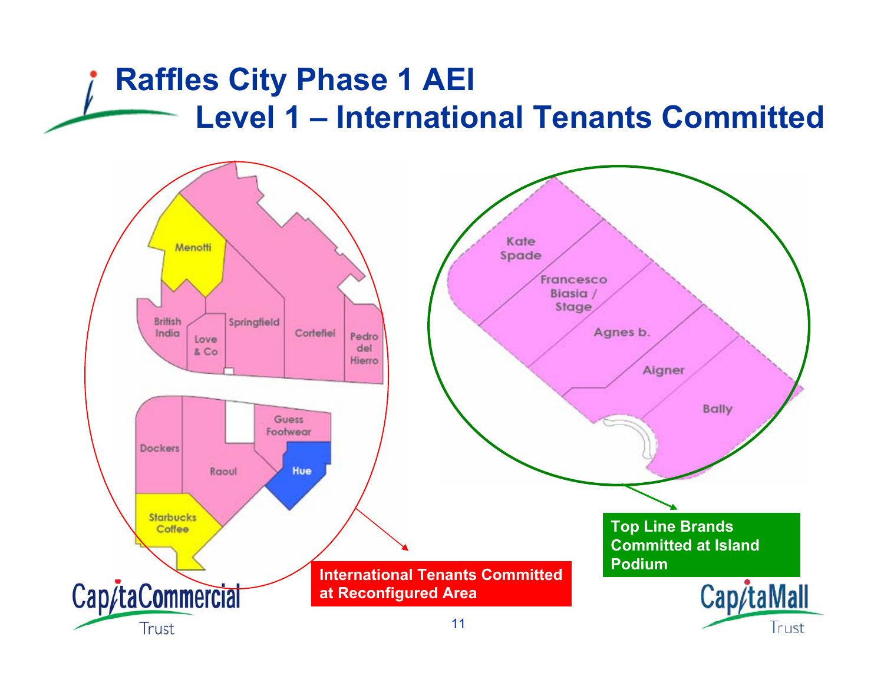# Raffles City Phase 1 AEI

## Level 1 – International Tenants Committed

Menotti

British India

Love & Co

Springfield

Cortefiel

Pedro del Hierro

Dockers

Raoul

Guess Footwear

Hue

Starbucks Coffee

Kate Spade

Francesco Biasia / Stage

Agnes b.

Aigner

Bally

**International Tenants Committed at Reconfigured Area**

**Top Line Brands Committed at Island Podium**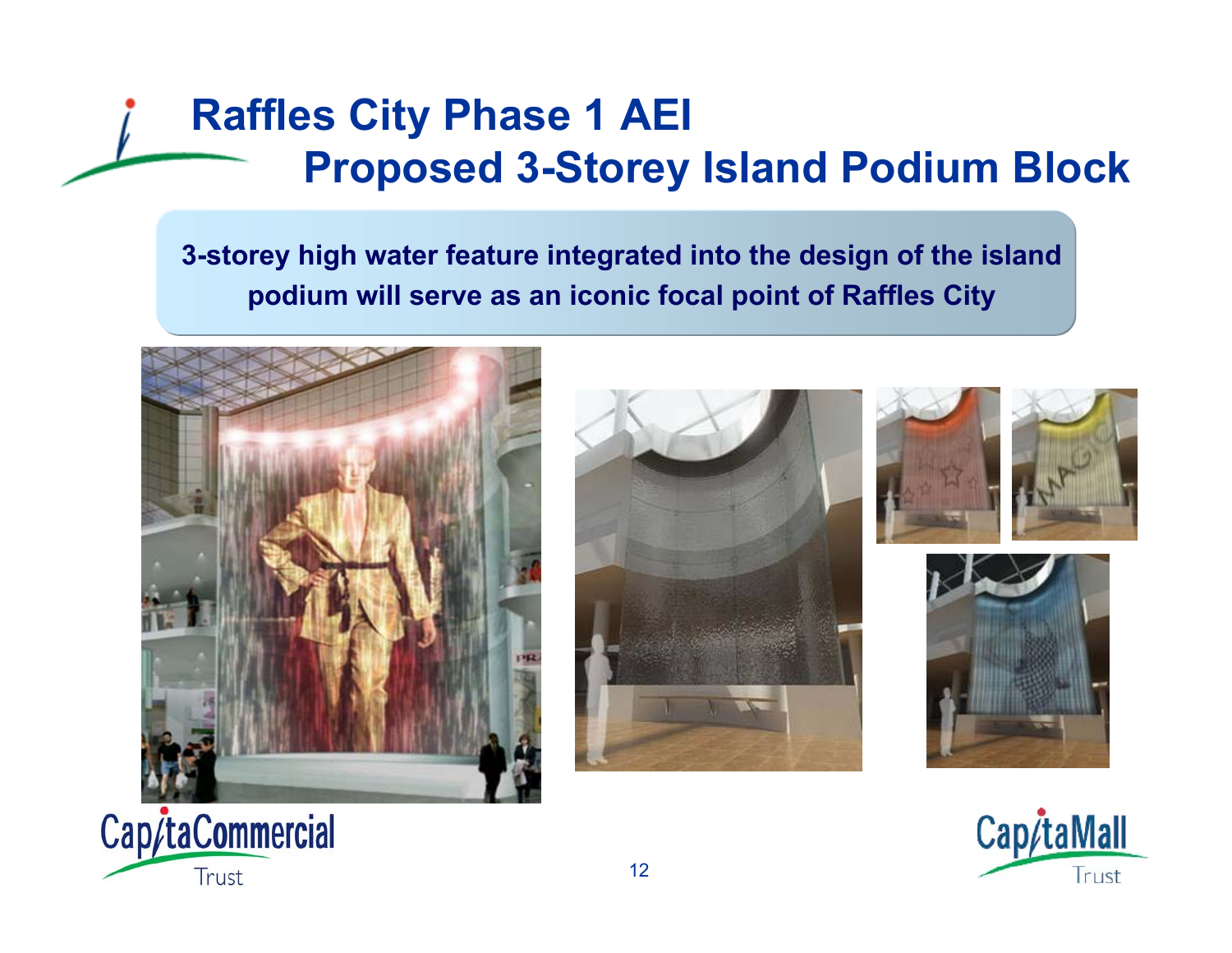# Raffles City Phase 1 AEI
## Proposed 3-Storey Island Podium Block

**3-storey high water feature integrated into the design of the island podium will serve as an iconic focal point of Raffles City**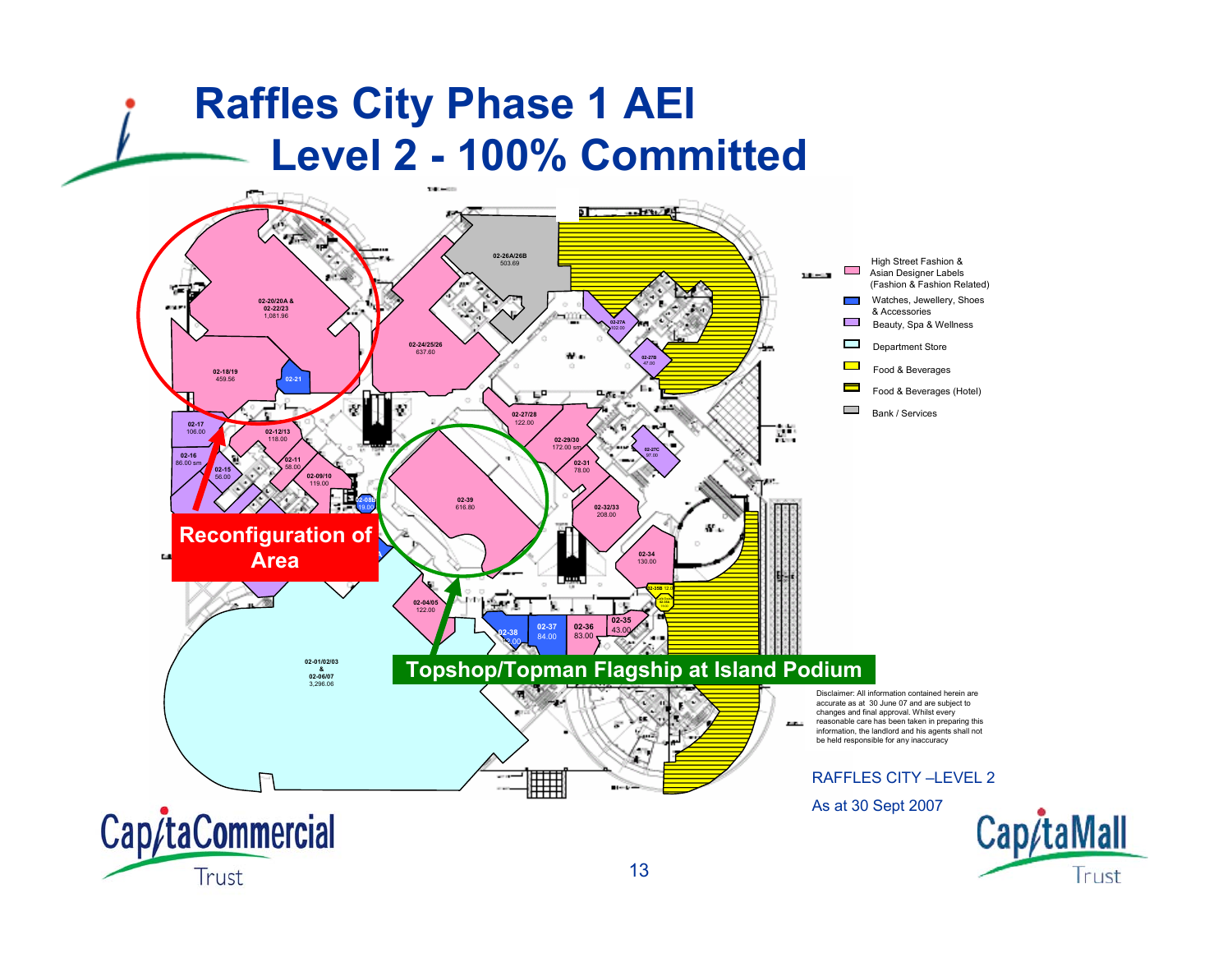# Raffles City Phase 1 AEI
## Level 2 - 100% Committed

02-26A/26B 503.69

02-20/20A & 02-22/23 1,081.96

02-24/25/26 637.60

02-27A 102.00

02-27B 47.00

02-18/19 459.56

02-21

02-17 106.00

02-12/13 118.00

02-27/28 122.00

02-29/30 172.00 sm

02-27C 97.00

02-16 86.00 sm

02-11 58.00

02-15 56.00

02-09/10 119.00

02-31 78.00

02-08B 19.00

02-39 616.80

02-32/33 208.00

02-34 130.00

02-35B

02-04/05 122.00

02-37 84.00

02-36 83.00

02-35 43.00

02-38 12.00

02-01/02/03 & 02-06/07 3,296.06

**Reconfiguration of Area**

**Topshop/Topman Flagship at Island Podium**

- High Street Fashion & Asian Designer Labels (Fashion & Fashion Related)
- Watches, Jewellery, Shoes & Accessories
- Beauty, Spa & Wellness
- Department Store
- Food & Beverages
- Food & Beverages (Hotel)
- Bank / Services

Disclaimer: All information contained herein are accurate as at 30 June 07 and are subject to changes and final approval. Whilst every reasonable care has been taken in preparing this information, the landlord and his agents shall not be held responsible for any inaccuracy

RAFFLES CITY –LEVEL 2

As at 30 Sept 2007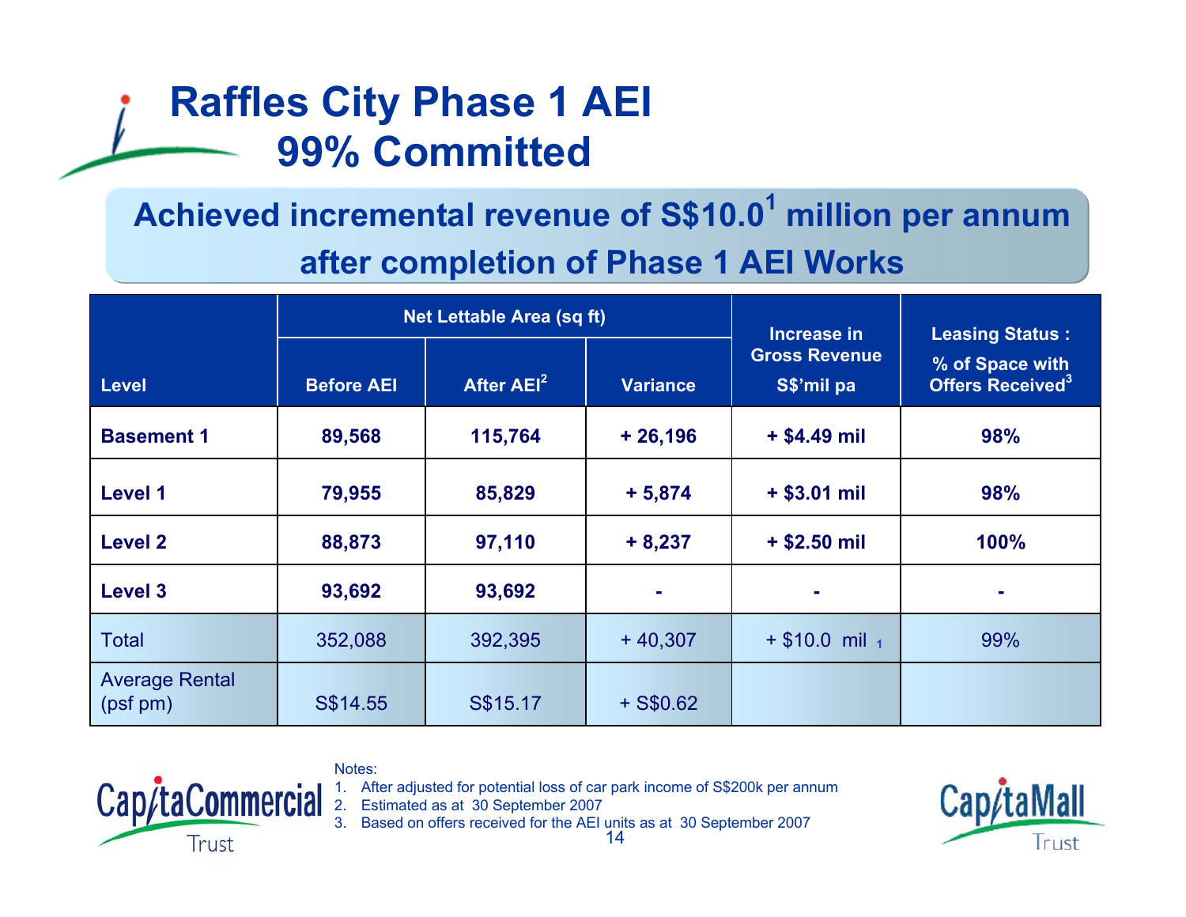# Raffles City Phase 1 AEI
# 99% Committed

**Achieved incremental revenue of S$10.0[1] million per annum after completion of Phase 1 AEI Works**

| Level | Net Lettable Area (sq ft) | | | Increase in Gross Revenue S$'mil pa | Leasing Status : % of Space with Offers Received[3] |
|---|---|---|---|---|---|
| | Before AEI | After AEI[2] | Variance | | |
| **Basement 1** | **89,568** | **115,764** | **+ 26,196** | **+ $4.49 mil** | **98%** |
| **Level 1** | **79,955** | **85,829** | **+ 5,874** | **+ $3.01 mil** | **98%** |
| **Level 2** | **88,873** | **97,110** | **+ 8,237** | **+ $2.50 mil** | **100%** |
| **Level 3** | **93,692** | **93,692** | **-** | **-** | **-** |
| Total | 352,088 | 392,395 | + 40,307 | + $10.0 mil [1] | 99% |
| Average Rental (psf pm) | S$14.55 | S$15.17 | + S$0.62 | | |

Notes:
1. After adjusted for potential loss of car park income of S$200k per annum
2. Estimated as at 30 September 2007
3. Based on offers received for the AEI units as at 30 September 2007

CapitaCommercial Trust

CapitaMall Trust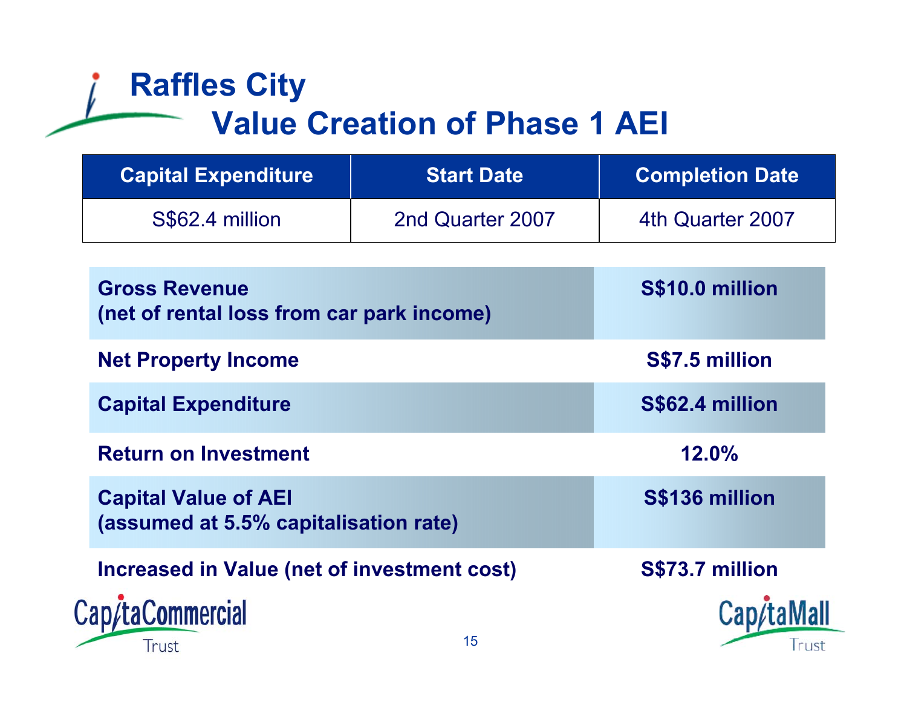# Raffles City

## Value Creation of Phase 1 AEI

| Capital Expenditure | Start Date | Completion Date |
| --- | --- | --- |
| S$62.4 million | 2nd Quarter 2007 | 4th Quarter 2007 |

| | |
| --- | --- |
| **Gross Revenue (net of rental loss from car park income)** | **S$10.0 million** |
| **Net Property Income** | **S$7.5 million** |
| **Capital Expenditure** | **S$62.4 million** |
| **Return on Investment** | **12.0%** |
| **Capital Value of AEI (assumed at 5.5% capitalisation rate)** | **S$136 million** |
| **Increased in Value (net of investment cost)** | **S$73.7 million** |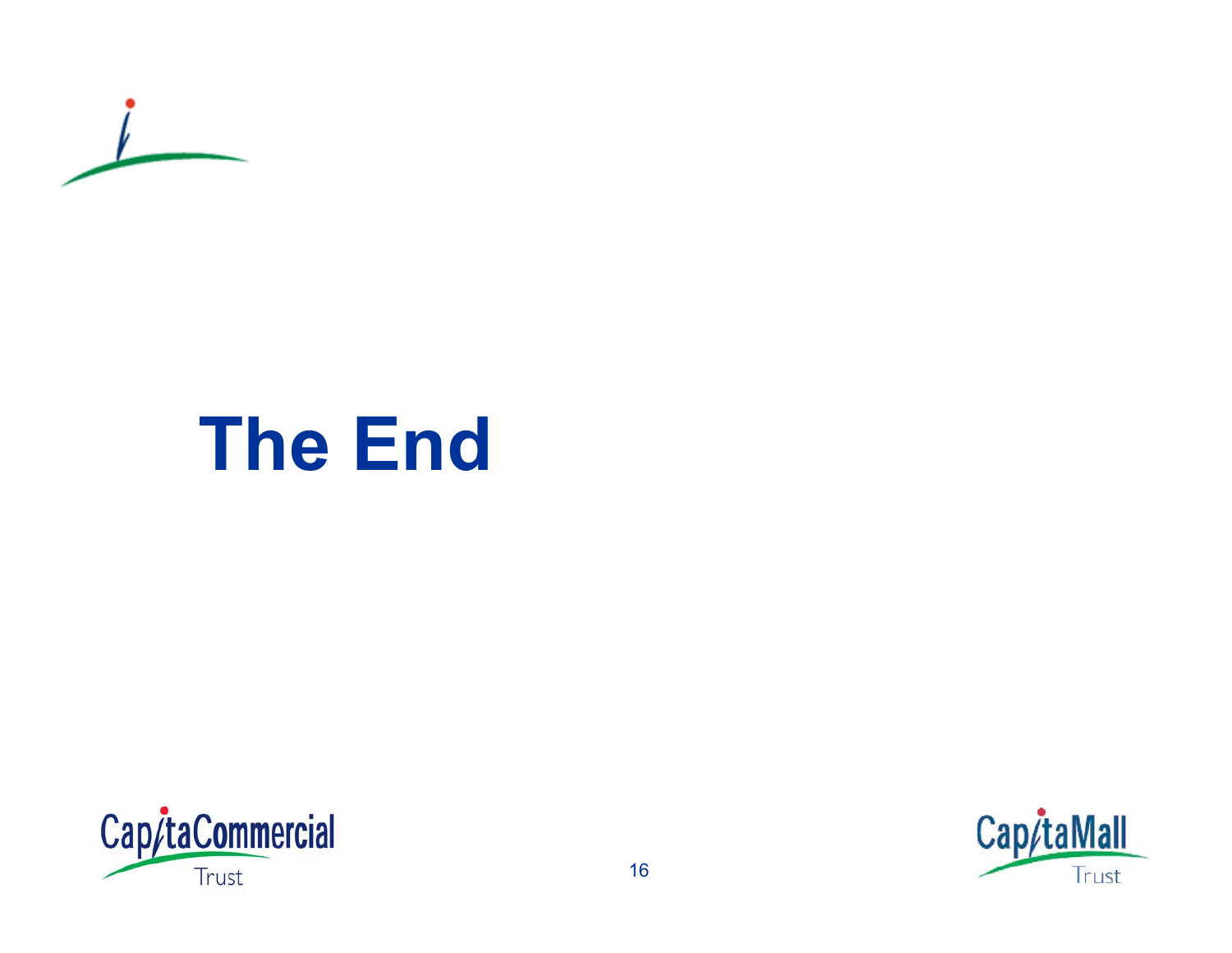# The End